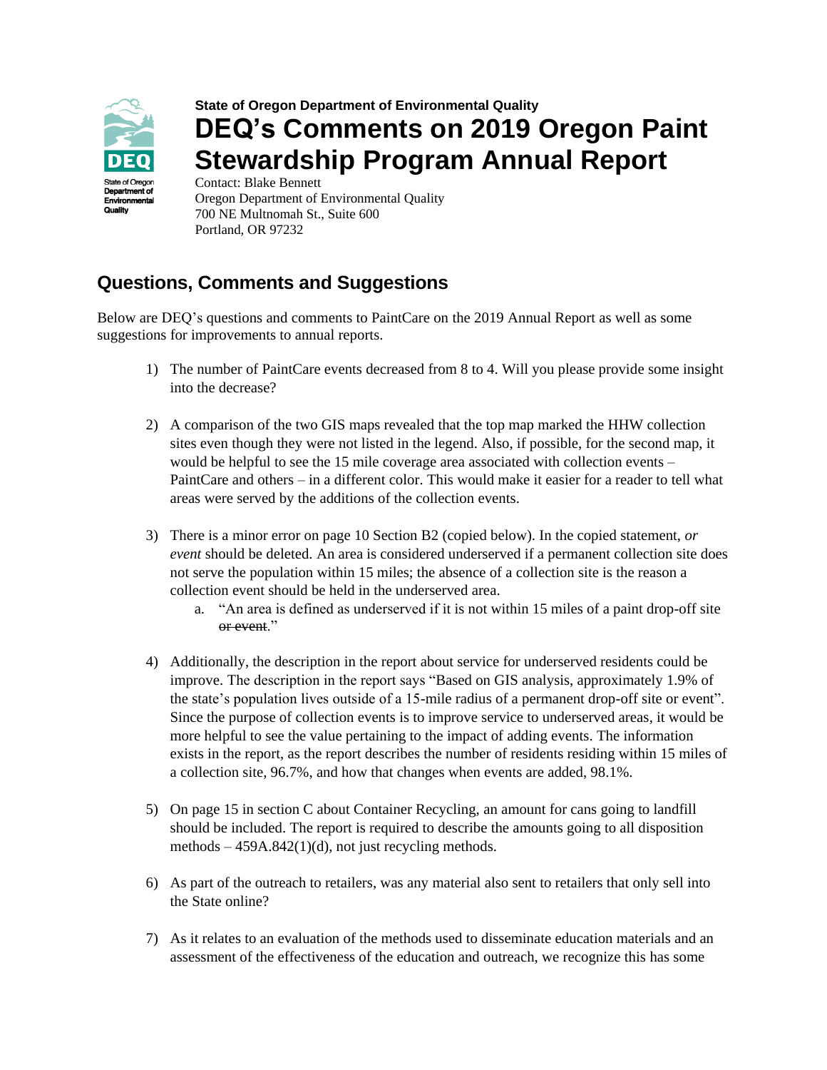State of Oregon Department of Environmental Quality

**State of Oregon Department of Environmental Quality**

# DEQ's Comments on 2019 Oregon Paint Stewardship Program Annual Report

Contact: Blake Bennett
Oregon Department of Environmental Quality
700 NE Multnomah St., Suite 600
Portland, OR 97232

## Questions, Comments and Suggestions

Below are DEQ's questions and comments to PaintCare on the 2019 Annual Report as well as some suggestions for improvements to annual reports.

1) The number of PaintCare events decreased from 8 to 4. Will you please provide some insight into the decrease?

2) A comparison of the two GIS maps revealed that the top map marked the HHW collection sites even though they were not listed in the legend. Also, if possible, for the second map, it would be helpful to see the 15 mile coverage area associated with collection events – PaintCare and others – in a different color. This would make it easier for a reader to tell what areas were served by the additions of the collection events.

3) There is a minor error on page 10 Section B2 (copied below). In the copied statement, *or event* should be deleted. An area is considered underserved if a permanent collection site does not serve the population within 15 miles; the absence of a collection site is the reason a collection event should be held in the underserved area.
   a. "An area is defined as underserved if it is not within 15 miles of a paint drop-off site ~~or event~~."

4) Additionally, the description in the report about service for underserved residents could be improve. The description in the report says "Based on GIS analysis, approximately 1.9% of the state's population lives outside of a 15-mile radius of a permanent drop-off site or event". Since the purpose of collection events is to improve service to underserved areas, it would be more helpful to see the value pertaining to the impact of adding events. The information exists in the report, as the report describes the number of residents residing within 15 miles of a collection site, 96.7%, and how that changes when events are added, 98.1%.

5) On page 15 in section C about Container Recycling, an amount for cans going to landfill should be included. The report is required to describe the amounts going to all disposition methods – 459A.842(1)(d), not just recycling methods.

6) As part of the outreach to retailers, was any material also sent to retailers that only sell into the State online?

7) As it relates to an evaluation of the methods used to disseminate education materials and an assessment of the effectiveness of the education and outreach, we recognize this has some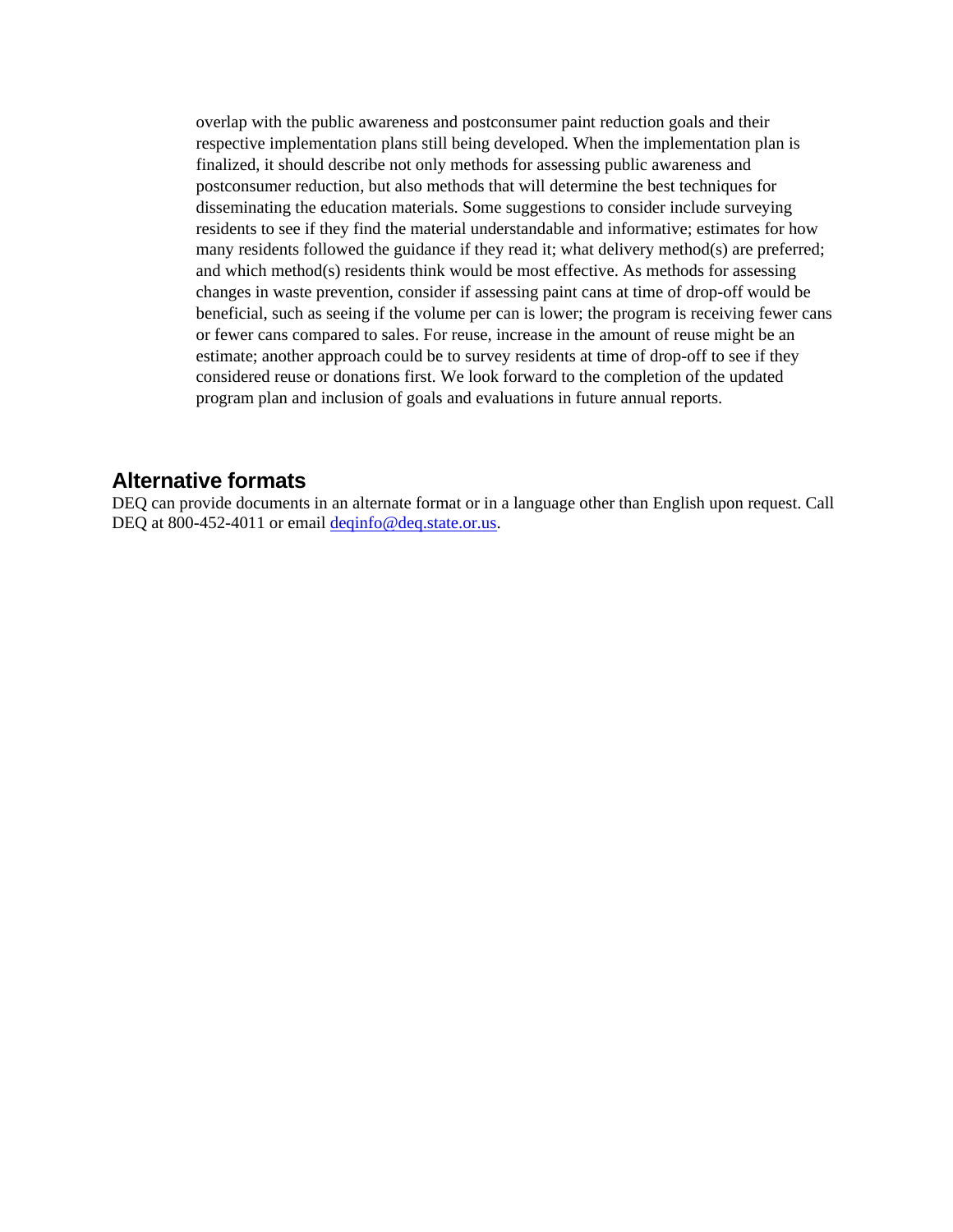overlap with the public awareness and postconsumer paint reduction goals and their respective implementation plans still being developed. When the implementation plan is finalized, it should describe not only methods for assessing public awareness and postconsumer reduction, but also methods that will determine the best techniques for disseminating the education materials. Some suggestions to consider include surveying residents to see if they find the material understandable and informative; estimates for how many residents followed the guidance if they read it; what delivery method(s) are preferred; and which method(s) residents think would be most effective. As methods for assessing changes in waste prevention, consider if assessing paint cans at time of drop-off would be beneficial, such as seeing if the volume per can is lower; the program is receiving fewer cans or fewer cans compared to sales. For reuse, increase in the amount of reuse might be an estimate; another approach could be to survey residents at time of drop-off to see if they considered reuse or donations first. We look forward to the completion of the updated program plan and inclusion of goals and evaluations in future annual reports.

## Alternative formats

DEQ can provide documents in an alternate format or in a language other than English upon request. Call DEQ at 800-452-4011 or email [deqinfo@deq.state.or.us](mailto:deqinfo@deq.state.or.us).